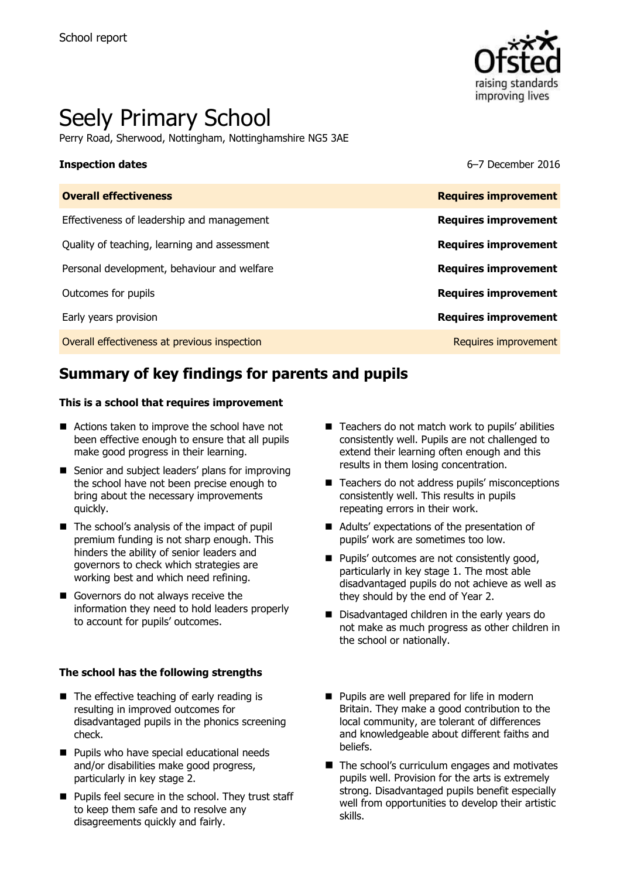School report

# Seely Primary School

Perry Road, Sherwood, Nottingham, Nottinghamshire NG5 3AE

**Inspection dates** 6–7 December 2016

| **Overall effectiveness** | **Requires improvement** |
|---|---|
| Effectiveness of leadership and management | **Requires improvement** |
| Quality of teaching, learning and assessment | **Requires improvement** |
| Personal development, behaviour and welfare | **Requires improvement** |
| Outcomes for pupils | **Requires improvement** |
| Early years provision | **Requires improvement** |
| Overall effectiveness at previous inspection | Requires improvement |

## Summary of key findings for parents and pupils

**This is a school that requires improvement**

- Actions taken to improve the school have not been effective enough to ensure that all pupils make good progress in their learning.
- Senior and subject leaders' plans for improving the school have not been precise enough to bring about the necessary improvements quickly.
- The school's analysis of the impact of pupil premium funding is not sharp enough. This hinders the ability of senior leaders and governors to check which strategies are working best and which need refining.
- Governors do not always receive the information they need to hold leaders properly to account for pupils' outcomes.
- Teachers do not match work to pupils' abilities consistently well. Pupils are not challenged to extend their learning often enough and this results in them losing concentration.
- Teachers do not address pupils' misconceptions consistently well. This results in pupils repeating errors in their work.
- Adults' expectations of the presentation of pupils' work are sometimes too low.
- Pupils' outcomes are not consistently good, particularly in key stage 1. The most able disadvantaged pupils do not achieve as well as they should by the end of Year 2.
- Disadvantaged children in the early years do not make as much progress as other children in the school or nationally.

**The school has the following strengths**

- The effective teaching of early reading is resulting in improved outcomes for disadvantaged pupils in the phonics screening check.
- Pupils who have special educational needs and/or disabilities make good progress, particularly in key stage 2.
- Pupils feel secure in the school. They trust staff to keep them safe and to resolve any disagreements quickly and fairly.
- Pupils are well prepared for life in modern Britain. They make a good contribution to the local community, are tolerant of differences and knowledgeable about different faiths and beliefs.
- The school's curriculum engages and motivates pupils well. Provision for the arts is extremely strong. Disadvantaged pupils benefit especially well from opportunities to develop their artistic skills.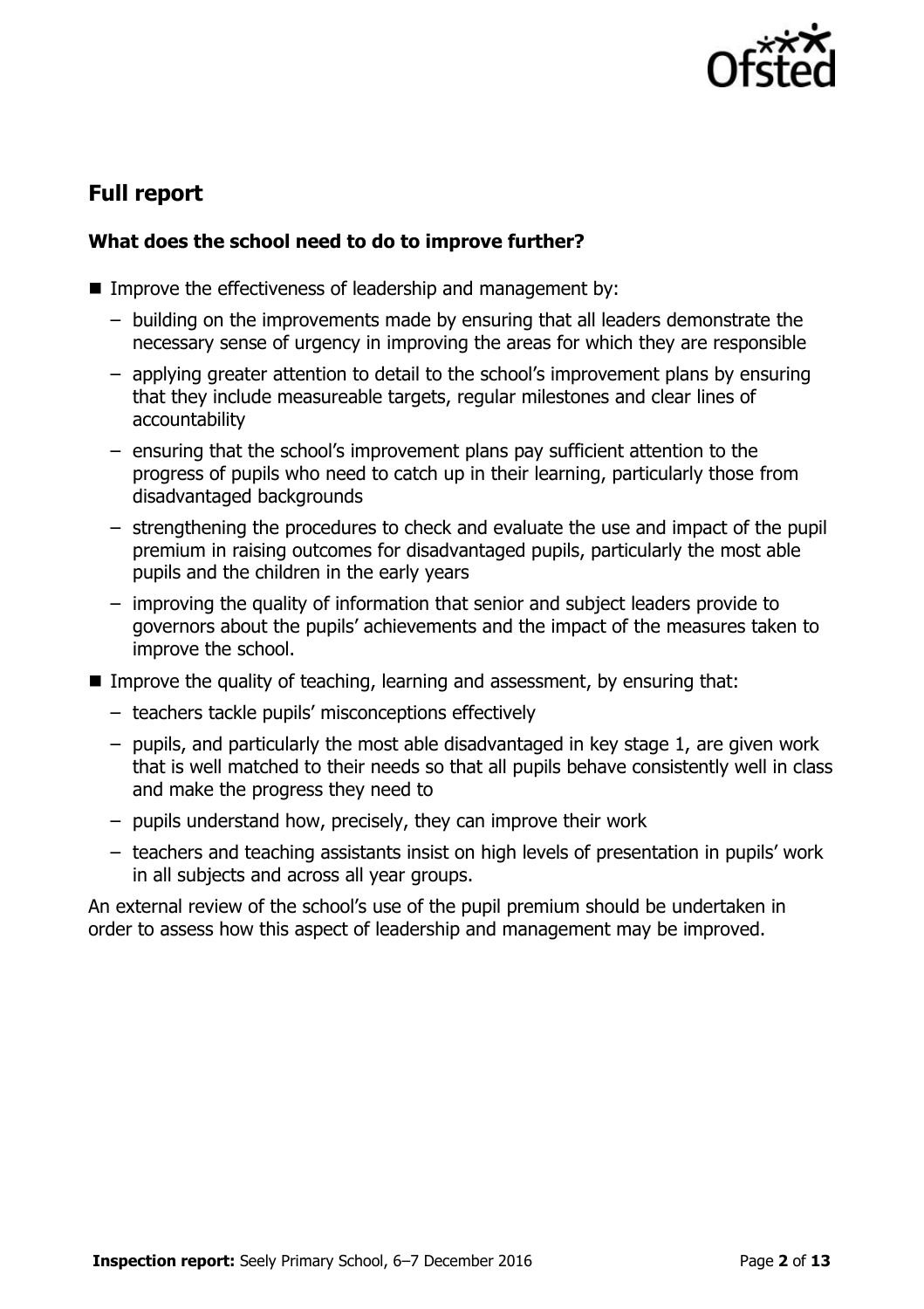## Full report

### What does the school need to do to improve further?

- Improve the effectiveness of leadership and management by:
  - building on the improvements made by ensuring that all leaders demonstrate the necessary sense of urgency in improving the areas for which they are responsible
  - applying greater attention to detail to the school's improvement plans by ensuring that they include measureable targets, regular milestones and clear lines of accountability
  - ensuring that the school's improvement plans pay sufficient attention to the progress of pupils who need to catch up in their learning, particularly those from disadvantaged backgrounds
  - strengthening the procedures to check and evaluate the use and impact of the pupil premium in raising outcomes for disadvantaged pupils, particularly the most able pupils and the children in the early years
  - improving the quality of information that senior and subject leaders provide to governors about the pupils' achievements and the impact of the measures taken to improve the school.
- Improve the quality of teaching, learning and assessment, by ensuring that:
  - teachers tackle pupils' misconceptions effectively
  - pupils, and particularly the most able disadvantaged in key stage 1, are given work that is well matched to their needs so that all pupils behave consistently well in class and make the progress they need to
  - pupils understand how, precisely, they can improve their work
  - teachers and teaching assistants insist on high levels of presentation in pupils' work in all subjects and across all year groups.

An external review of the school's use of the pupil premium should be undertaken in order to assess how this aspect of leadership and management may be improved.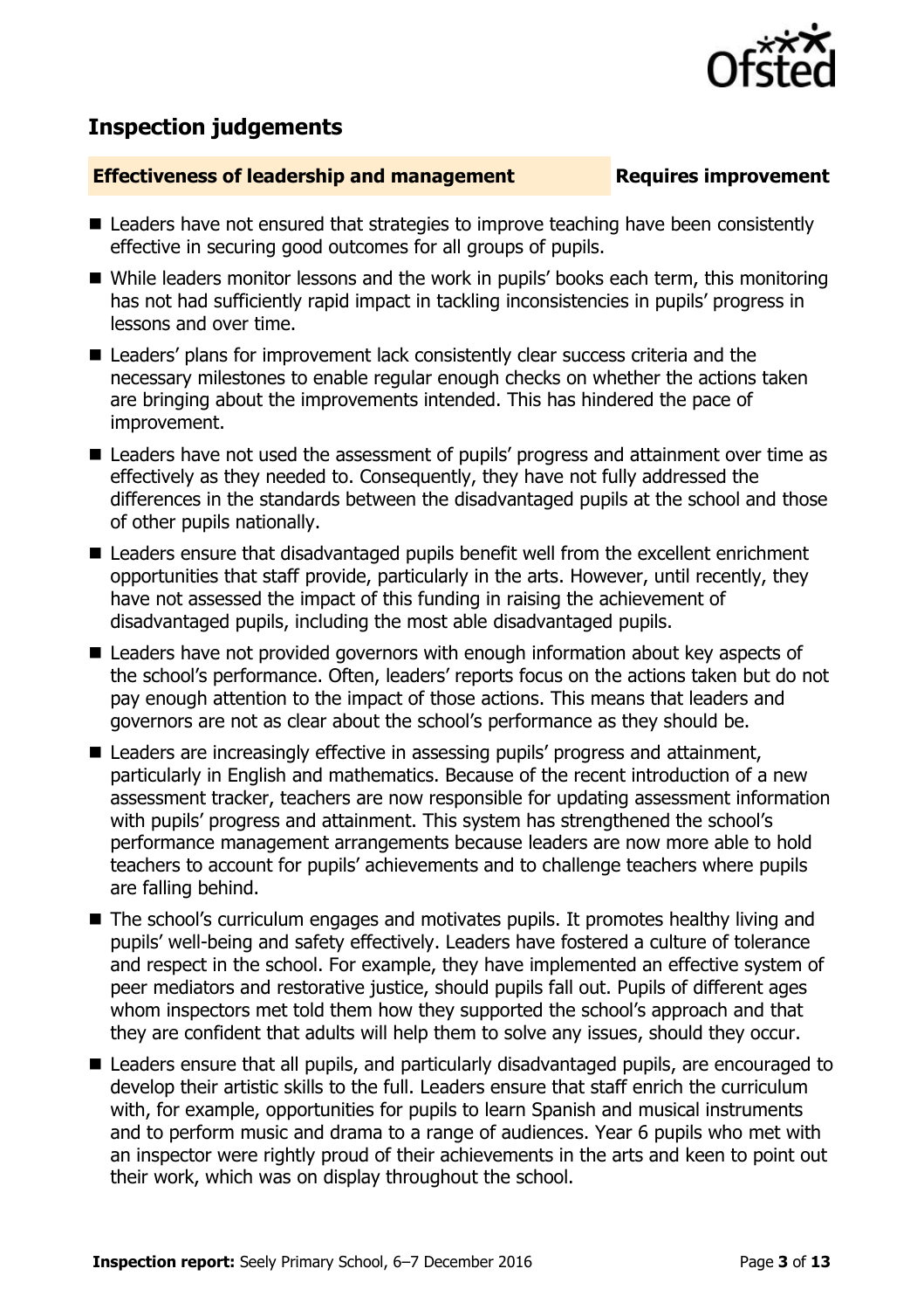## Inspection judgements

**Effectiveness of leadership and management** **Requires improvement**

- Leaders have not ensured that strategies to improve teaching have been consistently effective in securing good outcomes for all groups of pupils.
- While leaders monitor lessons and the work in pupils' books each term, this monitoring has not had sufficiently rapid impact in tackling inconsistencies in pupils' progress in lessons and over time.
- Leaders' plans for improvement lack consistently clear success criteria and the necessary milestones to enable regular enough checks on whether the actions taken are bringing about the improvements intended. This has hindered the pace of improvement.
- Leaders have not used the assessment of pupils' progress and attainment over time as effectively as they needed to. Consequently, they have not fully addressed the differences in the standards between the disadvantaged pupils at the school and those of other pupils nationally.
- Leaders ensure that disadvantaged pupils benefit well from the excellent enrichment opportunities that staff provide, particularly in the arts. However, until recently, they have not assessed the impact of this funding in raising the achievement of disadvantaged pupils, including the most able disadvantaged pupils.
- Leaders have not provided governors with enough information about key aspects of the school's performance. Often, leaders' reports focus on the actions taken but do not pay enough attention to the impact of those actions. This means that leaders and governors are not as clear about the school's performance as they should be.
- Leaders are increasingly effective in assessing pupils' progress and attainment, particularly in English and mathematics. Because of the recent introduction of a new assessment tracker, teachers are now responsible for updating assessment information with pupils' progress and attainment. This system has strengthened the school's performance management arrangements because leaders are now more able to hold teachers to account for pupils' achievements and to challenge teachers where pupils are falling behind.
- The school's curriculum engages and motivates pupils. It promotes healthy living and pupils' well-being and safety effectively. Leaders have fostered a culture of tolerance and respect in the school. For example, they have implemented an effective system of peer mediators and restorative justice, should pupils fall out. Pupils of different ages whom inspectors met told them how they supported the school's approach and that they are confident that adults will help them to solve any issues, should they occur.
- Leaders ensure that all pupils, and particularly disadvantaged pupils, are encouraged to develop their artistic skills to the full. Leaders ensure that staff enrich the curriculum with, for example, opportunities for pupils to learn Spanish and musical instruments and to perform music and drama to a range of audiences. Year 6 pupils who met with an inspector were rightly proud of their achievements in the arts and keen to point out their work, which was on display throughout the school.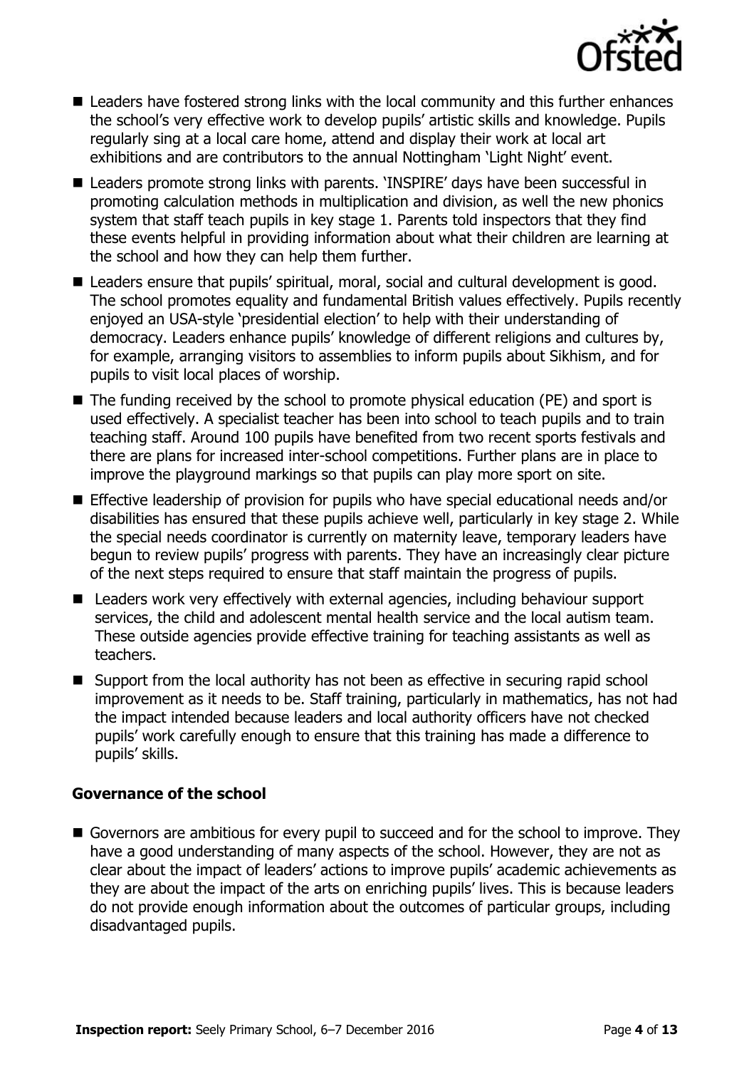- Leaders have fostered strong links with the local community and this further enhances the school's very effective work to develop pupils' artistic skills and knowledge. Pupils regularly sing at a local care home, attend and display their work at local art exhibitions and are contributors to the annual Nottingham 'Light Night' event.
- Leaders promote strong links with parents. 'INSPIRE' days have been successful in promoting calculation methods in multiplication and division, as well the new phonics system that staff teach pupils in key stage 1. Parents told inspectors that they find these events helpful in providing information about what their children are learning at the school and how they can help them further.
- Leaders ensure that pupils' spiritual, moral, social and cultural development is good. The school promotes equality and fundamental British values effectively. Pupils recently enjoyed an USA-style 'presidential election' to help with their understanding of democracy. Leaders enhance pupils' knowledge of different religions and cultures by, for example, arranging visitors to assemblies to inform pupils about Sikhism, and for pupils to visit local places of worship.
- The funding received by the school to promote physical education (PE) and sport is used effectively. A specialist teacher has been into school to teach pupils and to train teaching staff. Around 100 pupils have benefited from two recent sports festivals and there are plans for increased inter-school competitions. Further plans are in place to improve the playground markings so that pupils can play more sport on site.
- Effective leadership of provision for pupils who have special educational needs and/or disabilities has ensured that these pupils achieve well, particularly in key stage 2. While the special needs coordinator is currently on maternity leave, temporary leaders have begun to review pupils' progress with parents. They have an increasingly clear picture of the next steps required to ensure that staff maintain the progress of pupils.
- Leaders work very effectively with external agencies, including behaviour support services, the child and adolescent mental health service and the local autism team. These outside agencies provide effective training for teaching assistants as well as teachers.
- Support from the local authority has not been as effective in securing rapid school improvement as it needs to be. Staff training, particularly in mathematics, has not had the impact intended because leaders and local authority officers have not checked pupils' work carefully enough to ensure that this training has made a difference to pupils' skills.

### Governance of the school

- Governors are ambitious for every pupil to succeed and for the school to improve. They have a good understanding of many aspects of the school. However, they are not as clear about the impact of leaders' actions to improve pupils' academic achievements as they are about the impact of the arts on enriching pupils' lives. This is because leaders do not provide enough information about the outcomes of particular groups, including disadvantaged pupils.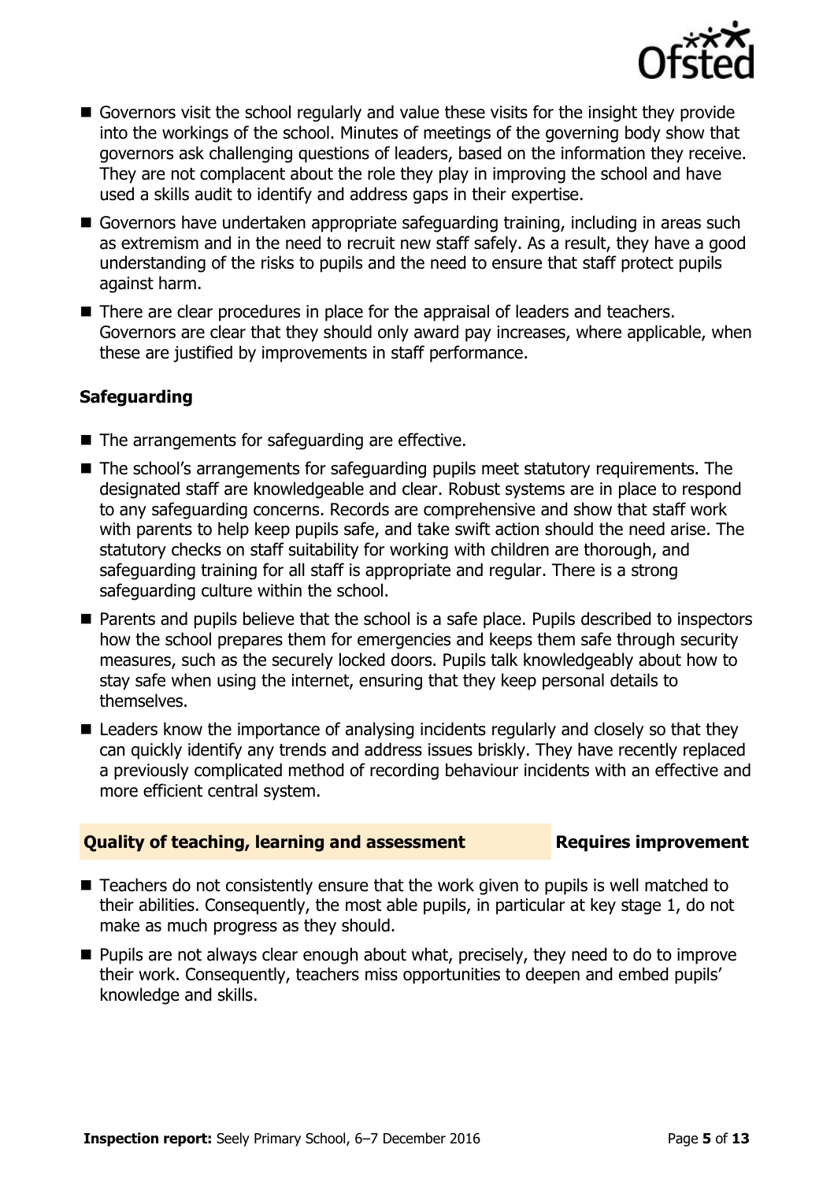- Governors visit the school regularly and value these visits for the insight they provide into the workings of the school. Minutes of meetings of the governing body show that governors ask challenging questions of leaders, based on the information they receive. They are not complacent about the role they play in improving the school and have used a skills audit to identify and address gaps in their expertise.
- Governors have undertaken appropriate safeguarding training, including in areas such as extremism and in the need to recruit new staff safely. As a result, they have a good understanding of the risks to pupils and the need to ensure that staff protect pupils against harm.
- There are clear procedures in place for the appraisal of leaders and teachers. Governors are clear that they should only award pay increases, where applicable, when these are justified by improvements in staff performance.

### Safeguarding

- The arrangements for safeguarding are effective.
- The school's arrangements for safeguarding pupils meet statutory requirements. The designated staff are knowledgeable and clear. Robust systems are in place to respond to any safeguarding concerns. Records are comprehensive and show that staff work with parents to help keep pupils safe, and take swift action should the need arise. The statutory checks on staff suitability for working with children are thorough, and safeguarding training for all staff is appropriate and regular. There is a strong safeguarding culture within the school.
- Parents and pupils believe that the school is a safe place. Pupils described to inspectors how the school prepares them for emergencies and keeps them safe through security measures, such as the securely locked doors. Pupils talk knowledgeably about how to stay safe when using the internet, ensuring that they keep personal details to themselves.
- Leaders know the importance of analysing incidents regularly and closely so that they can quickly identify any trends and address issues briskly. They have recently replaced a previously complicated method of recording behaviour incidents with an effective and more efficient central system.

## Quality of teaching, learning and assessment — Requires improvement

- Teachers do not consistently ensure that the work given to pupils is well matched to their abilities. Consequently, the most able pupils, in particular at key stage 1, do not make as much progress as they should.
- Pupils are not always clear enough about what, precisely, they need to do to improve their work. Consequently, teachers miss opportunities to deepen and embed pupils' knowledge and skills.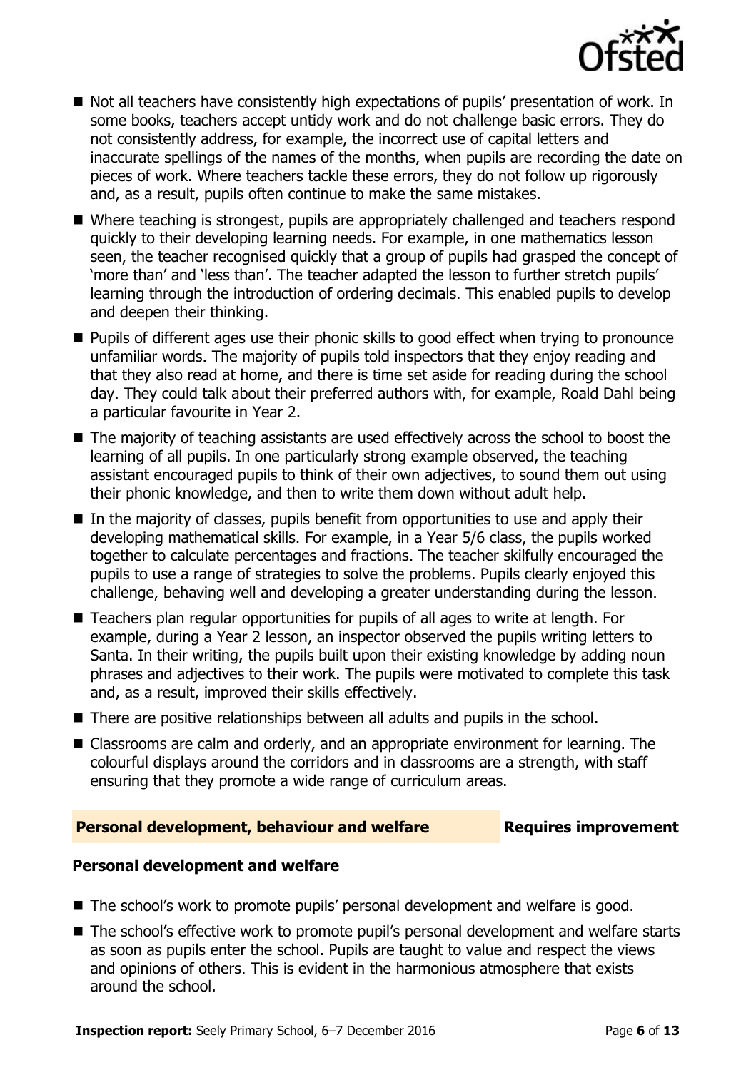- Not all teachers have consistently high expectations of pupils' presentation of work. In some books, teachers accept untidy work and do not challenge basic errors. They do not consistently address, for example, the incorrect use of capital letters and inaccurate spellings of the names of the months, when pupils are recording the date on pieces of work. Where teachers tackle these errors, they do not follow up rigorously and, as a result, pupils often continue to make the same mistakes.
- Where teaching is strongest, pupils are appropriately challenged and teachers respond quickly to their developing learning needs. For example, in one mathematics lesson seen, the teacher recognised quickly that a group of pupils had grasped the concept of 'more than' and 'less than'. The teacher adapted the lesson to further stretch pupils' learning through the introduction of ordering decimals. This enabled pupils to develop and deepen their thinking.
- Pupils of different ages use their phonic skills to good effect when trying to pronounce unfamiliar words. The majority of pupils told inspectors that they enjoy reading and that they also read at home, and there is time set aside for reading during the school day. They could talk about their preferred authors with, for example, Roald Dahl being a particular favourite in Year 2.
- The majority of teaching assistants are used effectively across the school to boost the learning of all pupils. In one particularly strong example observed, the teaching assistant encouraged pupils to think of their own adjectives, to sound them out using their phonic knowledge, and then to write them down without adult help.
- In the majority of classes, pupils benefit from opportunities to use and apply their developing mathematical skills. For example, in a Year 5/6 class, the pupils worked together to calculate percentages and fractions. The teacher skilfully encouraged the pupils to use a range of strategies to solve the problems. Pupils clearly enjoyed this challenge, behaving well and developing a greater understanding during the lesson.
- Teachers plan regular opportunities for pupils of all ages to write at length. For example, during a Year 2 lesson, an inspector observed the pupils writing letters to Santa. In their writing, the pupils built upon their existing knowledge by adding noun phrases and adjectives to their work. The pupils were motivated to complete this task and, as a result, improved their skills effectively.
- There are positive relationships between all adults and pupils in the school.
- Classrooms are calm and orderly, and an appropriate environment for learning. The colourful displays around the corridors and in classrooms are a strength, with staff ensuring that they promote a wide range of curriculum areas.

## Personal development, behaviour and welfare — Requires improvement

### Personal development and welfare

- The school's work to promote pupils' personal development and welfare is good.
- The school's effective work to promote pupil's personal development and welfare starts as soon as pupils enter the school. Pupils are taught to value and respect the views and opinions of others. This is evident in the harmonious atmosphere that exists around the school.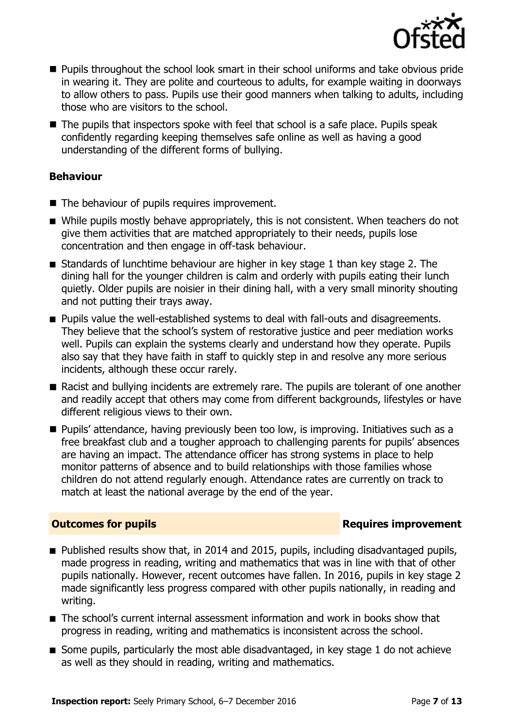- Pupils throughout the school look smart in their school uniforms and take obvious pride in wearing it. They are polite and courteous to adults, for example waiting in doorways to allow others to pass. Pupils use their good manners when talking to adults, including those who are visitors to the school.
- The pupils that inspectors spoke with feel that school is a safe place. Pupils speak confidently regarding keeping themselves safe online as well as having a good understanding of the different forms of bullying.

**Behaviour**

- The behaviour of pupils requires improvement.
- While pupils mostly behave appropriately, this is not consistent. When teachers do not give them activities that are matched appropriately to their needs, pupils lose concentration and then engage in off-task behaviour.
- Standards of lunchtime behaviour are higher in key stage 1 than key stage 2. The dining hall for the younger children is calm and orderly with pupils eating their lunch quietly. Older pupils are noisier in their dining hall, with a very small minority shouting and not putting their trays away.
- Pupils value the well-established systems to deal with fall-outs and disagreements. They believe that the school's system of restorative justice and peer mediation works well. Pupils can explain the systems clearly and understand how they operate. Pupils also say that they have faith in staff to quickly step in and resolve any more serious incidents, although these occur rarely.
- Racist and bullying incidents are extremely rare. The pupils are tolerant of one another and readily accept that others may come from different backgrounds, lifestyles or have different religious views to their own.
- Pupils' attendance, having previously been too low, is improving. Initiatives such as a free breakfast club and a tougher approach to challenging parents for pupils' absences are having an impact. The attendance officer has strong systems in place to help monitor patterns of absence and to build relationships with those families whose children do not attend regularly enough. Attendance rates are currently on track to match at least the national average by the end of the year.

## Outcomes for pupils — Requires improvement

- Published results show that, in 2014 and 2015, pupils, including disadvantaged pupils, made progress in reading, writing and mathematics that was in line with that of other pupils nationally. However, recent outcomes have fallen. In 2016, pupils in key stage 2 made significantly less progress compared with other pupils nationally, in reading and writing.
- The school's current internal assessment information and work in books show that progress in reading, writing and mathematics is inconsistent across the school.
- Some pupils, particularly the most able disadvantaged, in key stage 1 do not achieve as well as they should in reading, writing and mathematics.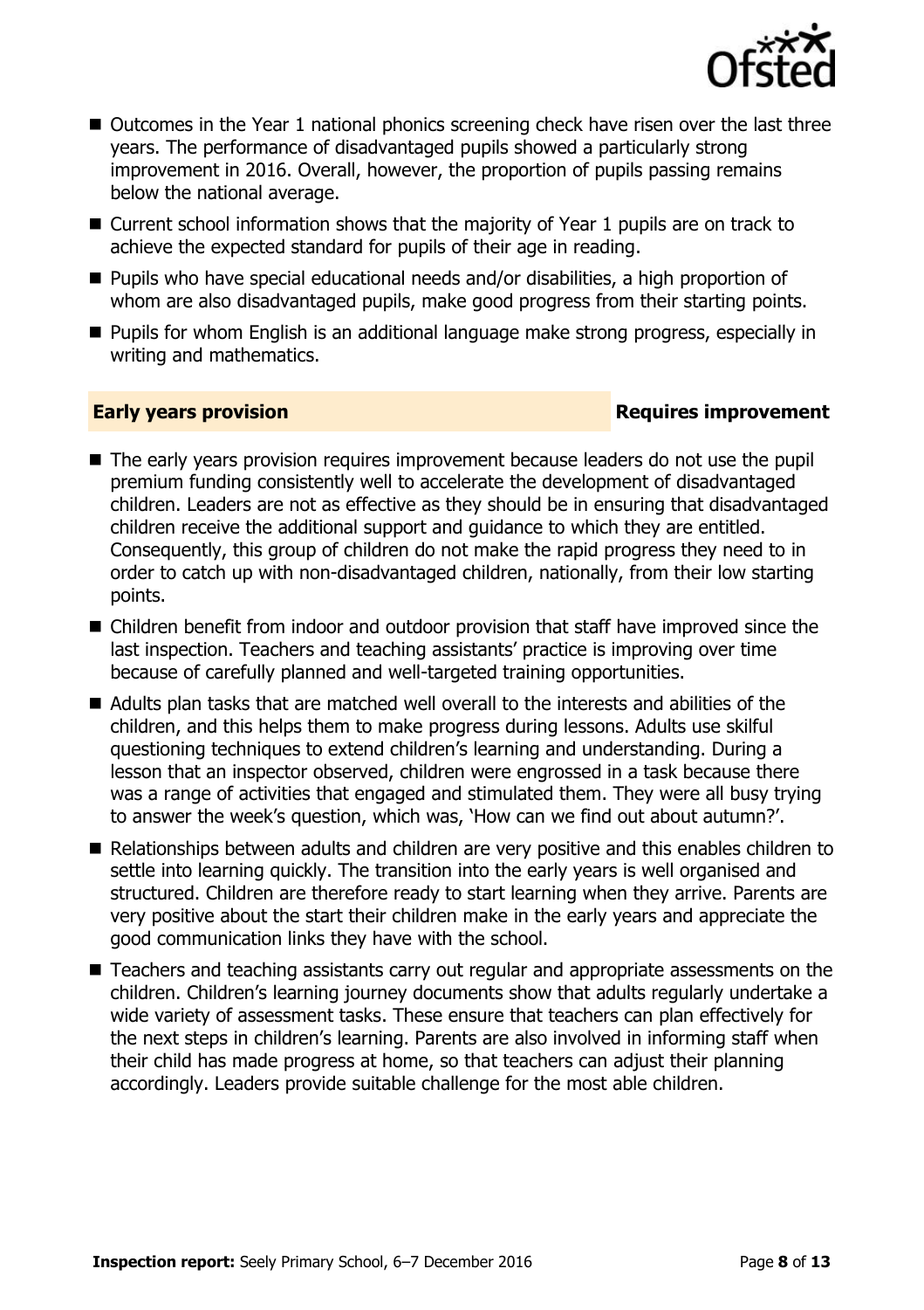- Outcomes in the Year 1 national phonics screening check have risen over the last three years. The performance of disadvantaged pupils showed a particularly strong improvement in 2016. Overall, however, the proportion of pupils passing remains below the national average.
- Current school information shows that the majority of Year 1 pupils are on track to achieve the expected standard for pupils of their age in reading.
- Pupils who have special educational needs and/or disabilities, a high proportion of whom are also disadvantaged pupils, make good progress from their starting points.
- Pupils for whom English is an additional language make strong progress, especially in writing and mathematics.

## Early years provision — Requires improvement

- The early years provision requires improvement because leaders do not use the pupil premium funding consistently well to accelerate the development of disadvantaged children. Leaders are not as effective as they should be in ensuring that disadvantaged children receive the additional support and guidance to which they are entitled. Consequently, this group of children do not make the rapid progress they need to in order to catch up with non-disadvantaged children, nationally, from their low starting points.
- Children benefit from indoor and outdoor provision that staff have improved since the last inspection. Teachers and teaching assistants' practice is improving over time because of carefully planned and well-targeted training opportunities.
- Adults plan tasks that are matched well overall to the interests and abilities of the children, and this helps them to make progress during lessons. Adults use skilful questioning techniques to extend children's learning and understanding. During a lesson that an inspector observed, children were engrossed in a task because there was a range of activities that engaged and stimulated them. They were all busy trying to answer the week's question, which was, 'How can we find out about autumn?'.
- Relationships between adults and children are very positive and this enables children to settle into learning quickly. The transition into the early years is well organised and structured. Children are therefore ready to start learning when they arrive. Parents are very positive about the start their children make in the early years and appreciate the good communication links they have with the school.
- Teachers and teaching assistants carry out regular and appropriate assessments on the children. Children's learning journey documents show that adults regularly undertake a wide variety of assessment tasks. These ensure that teachers can plan effectively for the next steps in children's learning. Parents are also involved in informing staff when their child has made progress at home, so that teachers can adjust their planning accordingly. Leaders provide suitable challenge for the most able children.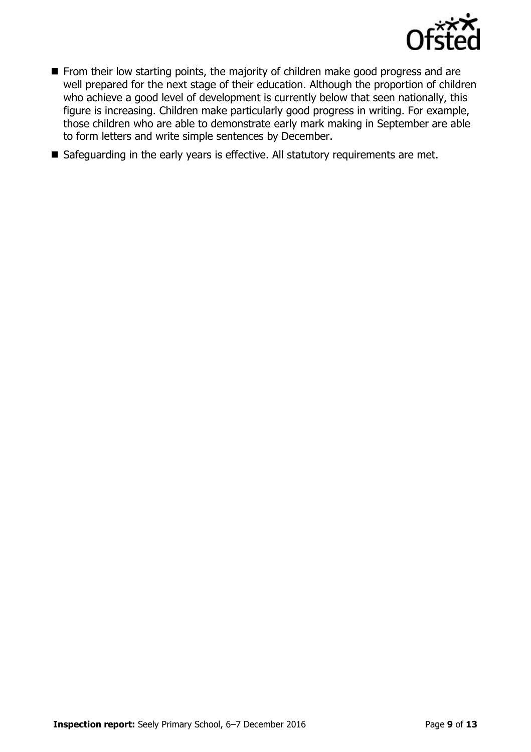- From their low starting points, the majority of children make good progress and are well prepared for the next stage of their education. Although the proportion of children who achieve a good level of development is currently below that seen nationally, this figure is increasing. Children make particularly good progress in writing. For example, those children who are able to demonstrate early mark making in September are able to form letters and write simple sentences by December.
- Safeguarding in the early years is effective. All statutory requirements are met.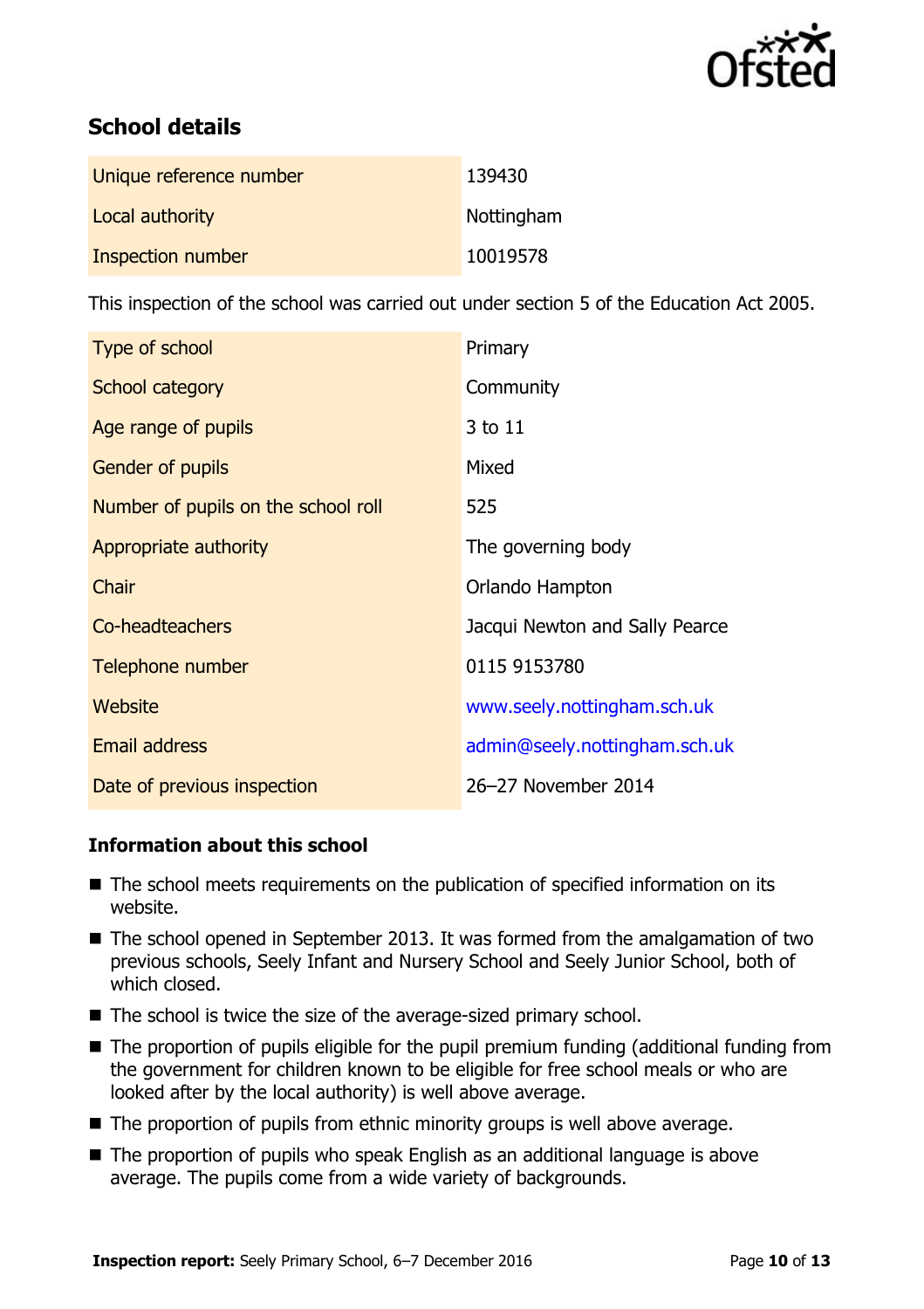## School details

| | |
|---|---|
| Unique reference number | 139430 |
| Local authority | Nottingham |
| Inspection number | 10019578 |

This inspection of the school was carried out under section 5 of the Education Act 2005.

| | |
|---|---|
| Type of school | Primary |
| School category | Community |
| Age range of pupils | 3 to 11 |
| Gender of pupils | Mixed |
| Number of pupils on the school roll | 525 |
| Appropriate authority | The governing body |
| Chair | Orlando Hampton |
| Co-headteachers | Jacqui Newton and Sally Pearce |
| Telephone number | 0115 9153780 |
| Website | www.seely.nottingham.sch.uk |
| Email address | admin@seely.nottingham.sch.uk |
| Date of previous inspection | 26–27 November 2014 |

### Information about this school

- The school meets requirements on the publication of specified information on its website.
- The school opened in September 2013. It was formed from the amalgamation of two previous schools, Seely Infant and Nursery School and Seely Junior School, both of which closed.
- The school is twice the size of the average-sized primary school.
- The proportion of pupils eligible for the pupil premium funding (additional funding from the government for children known to be eligible for free school meals or who are looked after by the local authority) is well above average.
- The proportion of pupils from ethnic minority groups is well above average.
- The proportion of pupils who speak English as an additional language is above average. The pupils come from a wide variety of backgrounds.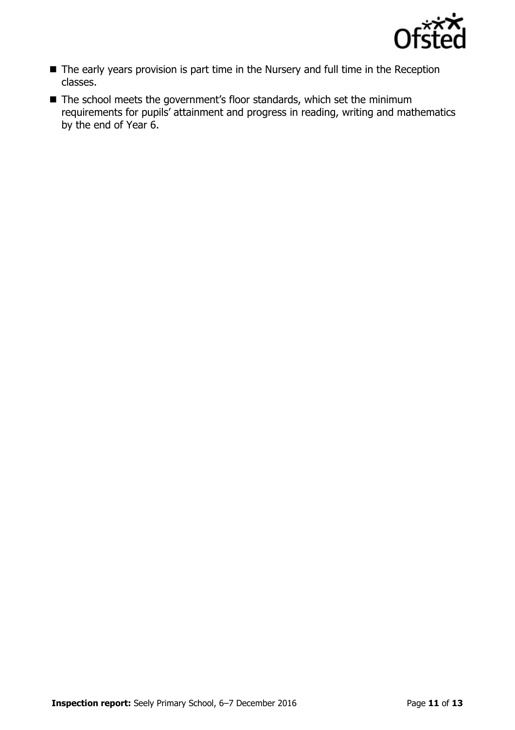- The early years provision is part time in the Nursery and full time in the Reception classes.
- The school meets the government's floor standards, which set the minimum requirements for pupils' attainment and progress in reading, writing and mathematics by the end of Year 6.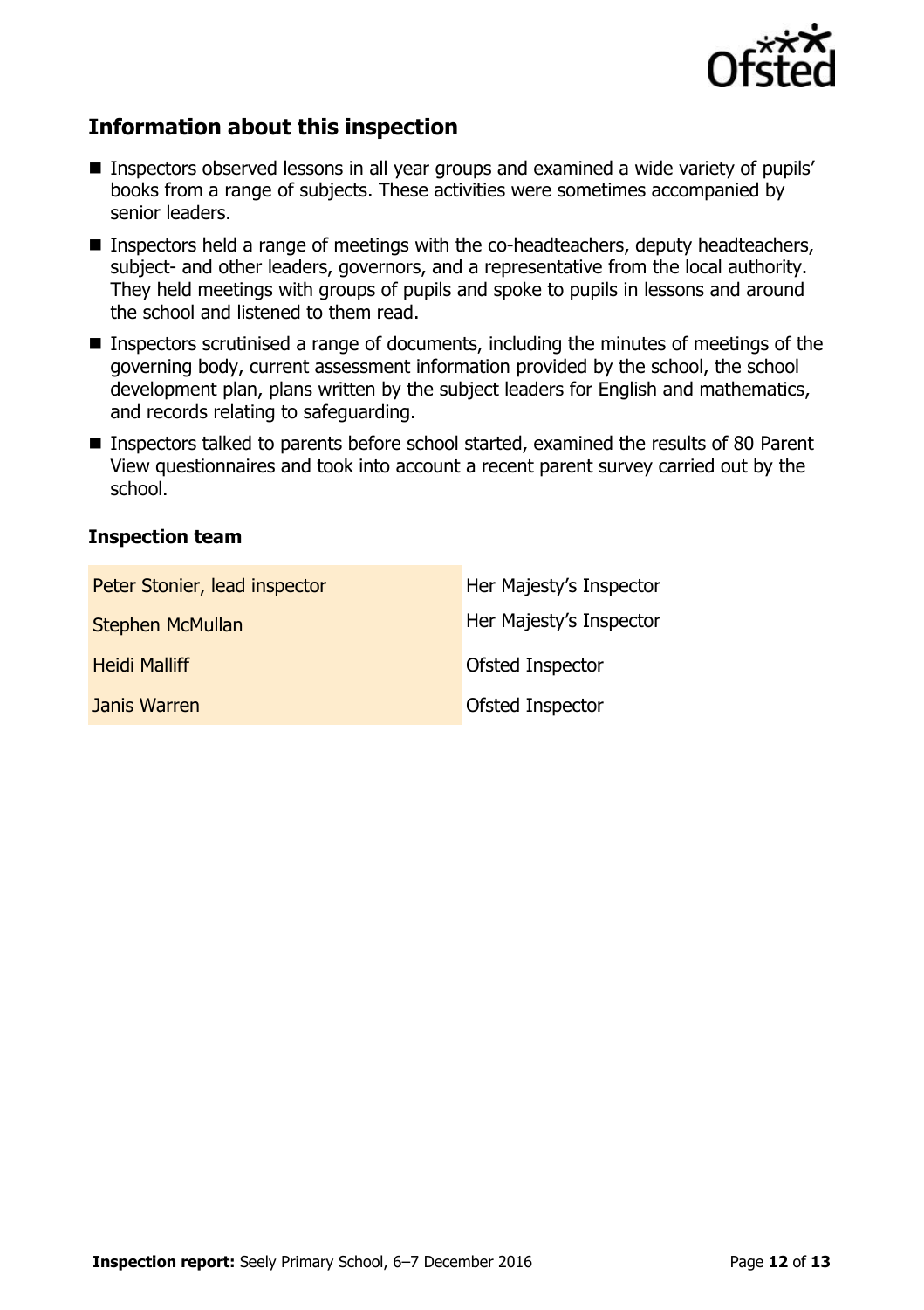## Information about this inspection

- Inspectors observed lessons in all year groups and examined a wide variety of pupils' books from a range of subjects. These activities were sometimes accompanied by senior leaders.
- Inspectors held a range of meetings with the co-headteachers, deputy headteachers, subject- and other leaders, governors, and a representative from the local authority. They held meetings with groups of pupils and spoke to pupils in lessons and around the school and listened to them read.
- Inspectors scrutinised a range of documents, including the minutes of meetings of the governing body, current assessment information provided by the school, the school development plan, plans written by the subject leaders for English and mathematics, and records relating to safeguarding.
- Inspectors talked to parents before school started, examined the results of 80 Parent View questionnaires and took into account a recent parent survey carried out by the school.

### Inspection team

| | |
|---|---|
| Peter Stonier, lead inspector | Her Majesty's Inspector |
| Stephen McMullan | Her Majesty's Inspector |
| Heidi Malliff | Ofsted Inspector |
| Janis Warren | Ofsted Inspector |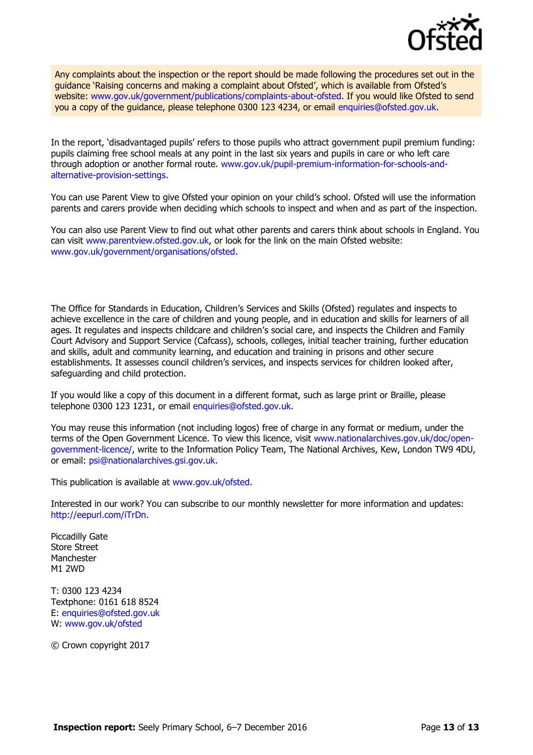Any complaints about the inspection or the report should be made following the procedures set out in the guidance 'Raising concerns and making a complaint about Ofsted', which is available from Ofsted's website: www.gov.uk/government/publications/complaints-about-ofsted. If you would like Ofsted to send you a copy of the guidance, please telephone 0300 123 4234, or email enquiries@ofsted.gov.uk.

In the report, 'disadvantaged pupils' refers to those pupils who attract government pupil premium funding: pupils claiming free school meals at any point in the last six years and pupils in care or who left care through adoption or another formal route. www.gov.uk/pupil-premium-information-for-schools-and-alternative-provision-settings.

You can use Parent View to give Ofsted your opinion on your child's school. Ofsted will use the information parents and carers provide when deciding which schools to inspect and when and as part of the inspection.

You can also use Parent View to find out what other parents and carers think about schools in England. You can visit www.parentview.ofsted.gov.uk, or look for the link on the main Ofsted website: www.gov.uk/government/organisations/ofsted.

The Office for Standards in Education, Children's Services and Skills (Ofsted) regulates and inspects to achieve excellence in the care of children and young people, and in education and skills for learners of all ages. It regulates and inspects childcare and children's social care, and inspects the Children and Family Court Advisory and Support Service (Cafcass), schools, colleges, initial teacher training, further education and skills, adult and community learning, and education and training in prisons and other secure establishments. It assesses council children's services, and inspects services for children looked after, safeguarding and child protection.

If you would like a copy of this document in a different format, such as large print or Braille, please telephone 0300 123 1231, or email enquiries@ofsted.gov.uk.

You may reuse this information (not including logos) free of charge in any format or medium, under the terms of the Open Government Licence. To view this licence, visit www.nationalarchives.gov.uk/doc/open-government-licence/, write to the Information Policy Team, The National Archives, Kew, London TW9 4DU, or email: psi@nationalarchives.gsi.gov.uk.

This publication is available at www.gov.uk/ofsted.

Interested in our work? You can subscribe to our monthly newsletter for more information and updates: http://eepurl.com/iTrDn.

Piccadilly Gate
Store Street
Manchester
M1 2WD

T: 0300 123 4234
Textphone: 0161 618 8524
E: enquiries@ofsted.gov.uk
W: www.gov.uk/ofsted

© Crown copyright 2017